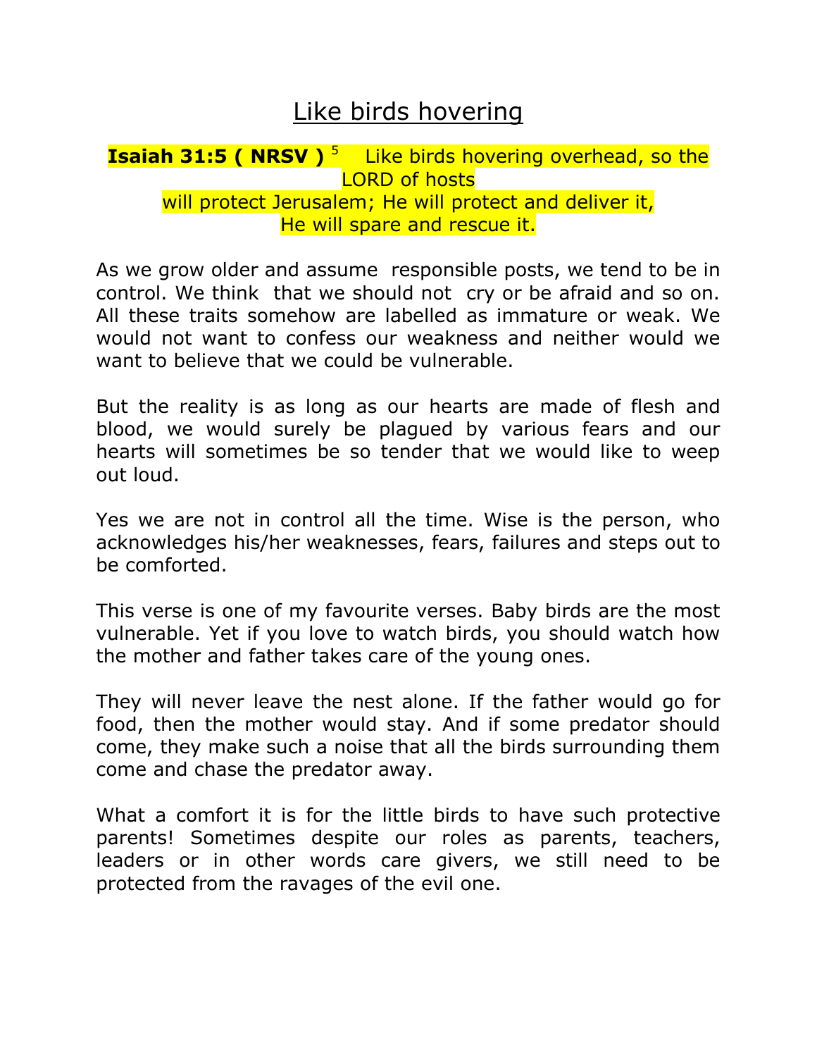# Like birds hovering

**Isaiah 31:5 ( NRSV )** [5] Like birds hovering overhead, so the LORD of hosts
will protect Jerusalem; He will protect and deliver it,
He will spare and rescue it.

As we grow older and assume responsible posts, we tend to be in control. We think that we should not cry or be afraid and so on. All these traits somehow are labelled as immature or weak. We would not want to confess our weakness and neither would we want to believe that we could be vulnerable.

But the reality is as long as our hearts are made of flesh and blood, we would surely be plagued by various fears and our hearts will sometimes be so tender that we would like to weep out loud.

Yes we are not in control all the time. Wise is the person, who acknowledges his/her weaknesses, fears, failures and steps out to be comforted.

This verse is one of my favourite verses. Baby birds are the most vulnerable. Yet if you love to watch birds, you should watch how the mother and father takes care of the young ones.

They will never leave the nest alone. If the father would go for food, then the mother would stay. And if some predator should come, they make such a noise that all the birds surrounding them come and chase the predator away.

What a comfort it is for the little birds to have such protective parents! Sometimes despite our roles as parents, teachers, leaders or in other words care givers, we still need to be protected from the ravages of the evil one.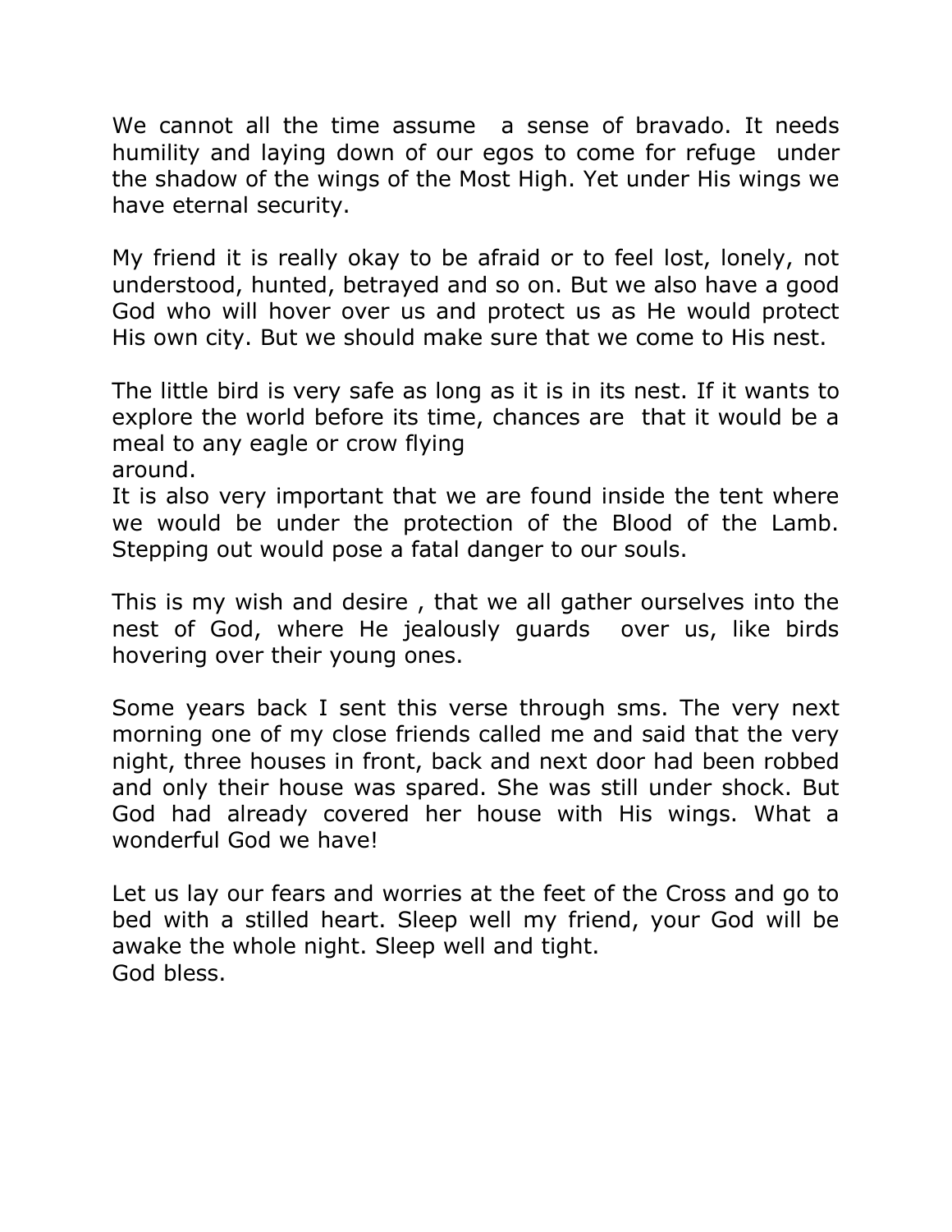We cannot all the time assume a sense of bravado. It needs humility and laying down of our egos to come for refuge under the shadow of the wings of the Most High. Yet under His wings we have eternal security.

My friend it is really okay to be afraid or to feel lost, lonely, not understood, hunted, betrayed and so on. But we also have a good God who will hover over us and protect us as He would protect His own city. But we should make sure that we come to His nest.

The little bird is very safe as long as it is in its nest. If it wants to explore the world before its time, chances are that it would be a meal to any eagle or crow flying around.

It is also very important that we are found inside the tent where we would be under the protection of the Blood of the Lamb. Stepping out would pose a fatal danger to our souls.

This is my wish and desire , that we all gather ourselves into the nest of God, where He jealously guards over us, like birds hovering over their young ones.

Some years back I sent this verse through sms. The very next morning one of my close friends called me and said that the very night, three houses in front, back and next door had been robbed and only their house was spared. She was still under shock. But God had already covered her house with His wings. What a wonderful God we have!

Let us lay our fears and worries at the feet of the Cross and go to bed with a stilled heart. Sleep well my friend, your God will be awake the whole night. Sleep well and tight.
God bless.